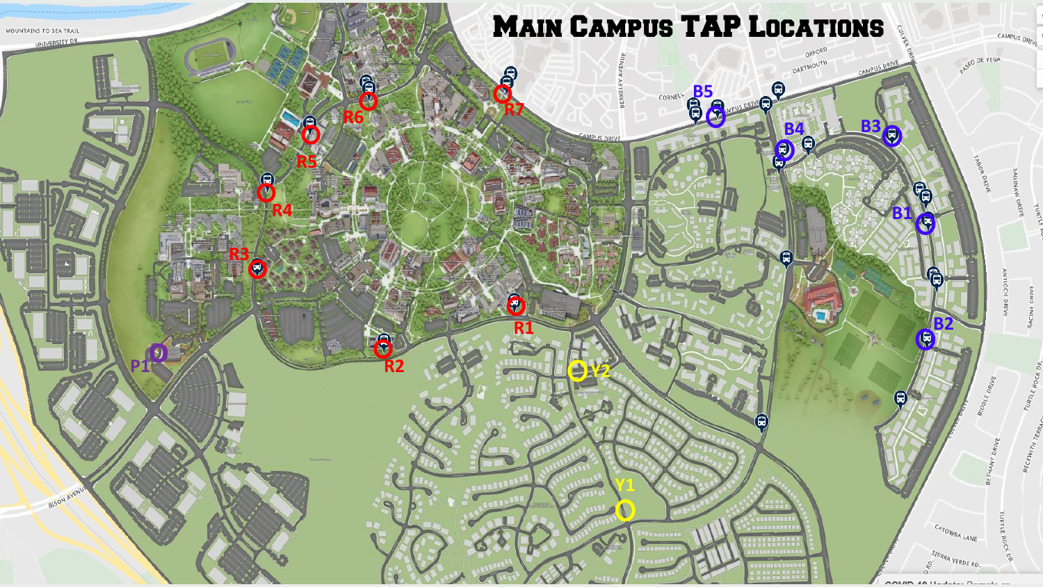# Main Campus TAP Locations

R1
R2
R3
R4
R5
R6
R7

B1
B2
B3
B4
B5

Y1
Y2

P1

MOUNTAINS TO SEA TRAIL
UNIVERSITY DR
BERKELEY AVENUE
CORNELL
OXFORD
DARTMOUTH
CAMPUS DRIVE
CULVER DRIVE
PASEO DE VEGA
TABOR DRIVE
SAGINAW DRIVE
ANTIOCH DRIVE
RACINE DRIVE
TURTLE ROCK DRIVE
BIDDLE DRIVE
BETHANY DRIVE
BECKWITH TERRACE
CATOWBA LANE
SIERRA VERDE RD.
TURTLE ROCK DR.
BISON AVENUE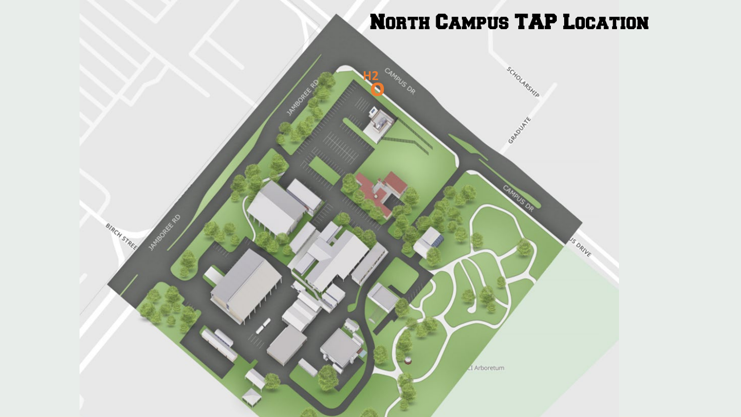# North Campus TAP Location

H2

CAMPUS DR

JAMBOREE RD

SCHOLARSHIP

GRADUATE

CAMPUS DR

BIRCH STREET

JAMBOREE RD

US DRIVE

CI Arboretum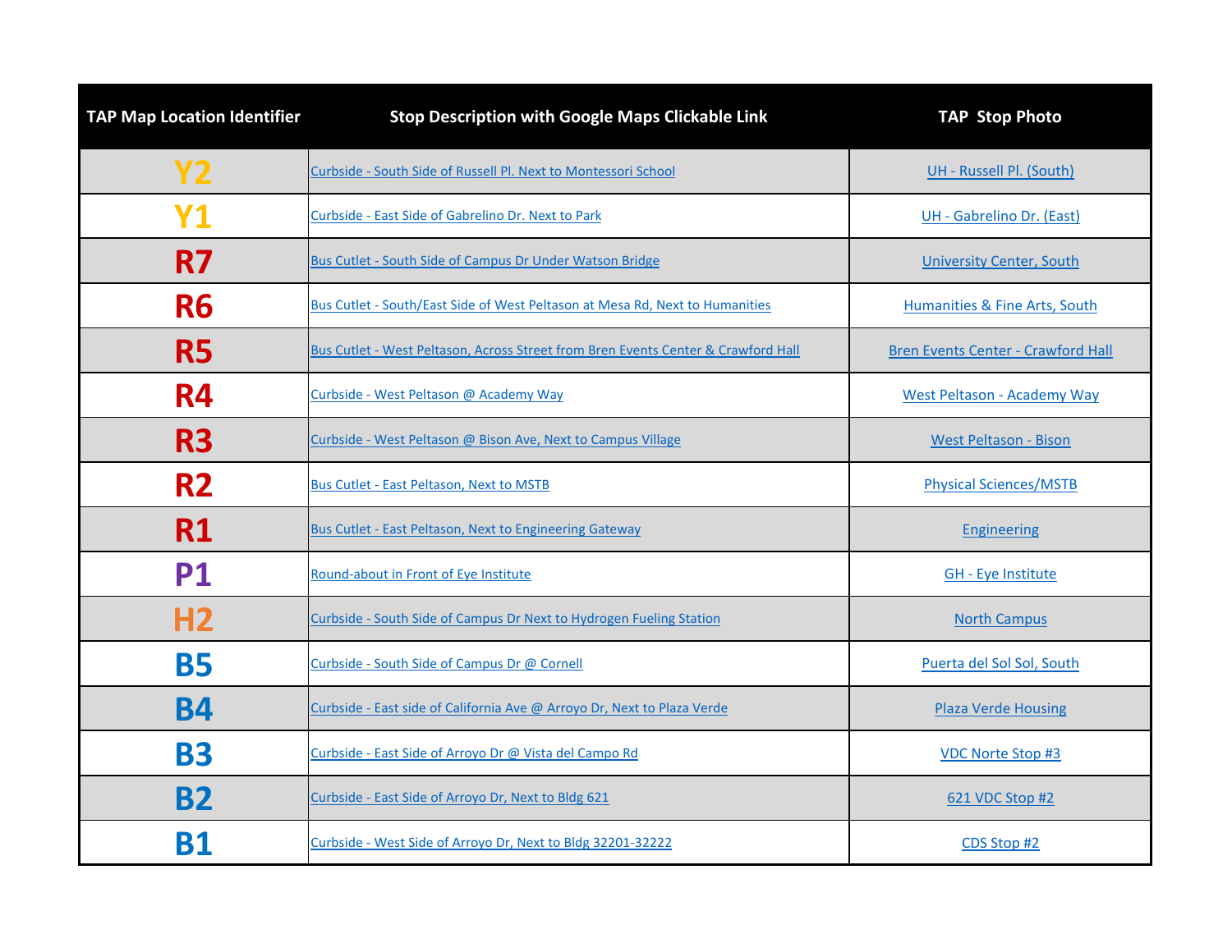| TAP Map Location Identifier | Stop Description with Google Maps Clickable Link | TAP Stop Photo |
|---|---|---|
| Y2 | Curbside - South Side of Russell Pl. Next to Montessori School | UH - Russell Pl. (South) |
| Y1 | Curbside - East Side of Gabrelino Dr. Next to Park | UH - Gabrelino Dr. (East) |
| R7 | Bus Cutlet - South Side of Campus Dr Under Watson Bridge | University Center, South |
| R6 | Bus Cutlet - South/East Side of West Peltason at Mesa Rd, Next to Humanities | Humanities & Fine Arts, South |
| R5 | Bus Cutlet - West Peltason, Across Street from Bren Events Center & Crawford Hall | Bren Events Center - Crawford Hall |
| R4 | Curbside - West Peltason @ Academy Way | West Peltason - Academy Way |
| R3 | Curbside - West Peltason @ Bison Ave, Next to Campus Village | West Peltason - Bison |
| R2 | Bus Cutlet - East Peltason, Next to MSTB | Physical Sciences/MSTB |
| R1 | Bus Cutlet - East Peltason, Next to Engineering Gateway | Engineering |
| P1 | Round-about in Front of Eye Institute | GH - Eye Institute |
| H2 | Curbside - South Side of Campus Dr Next to Hydrogen Fueling Station | North Campus |
| B5 | Curbside - South Side of Campus Dr @ Cornell | Puerta del Sol Sol, South |
| B4 | Curbside - East side of California Ave @ Arroyo Dr, Next to Plaza Verde | Plaza Verde Housing |
| B3 | Curbside - East Side of Arroyo Dr @ Vista del Campo Rd | VDC Norte Stop #3 |
| B2 | Curbside - East Side of Arroyo Dr, Next to Bldg 621 | 621 VDC Stop #2 |
| B1 | Curbside - West Side of Arroyo Dr, Next to Bldg 32201-32222 | CDS Stop #2 |